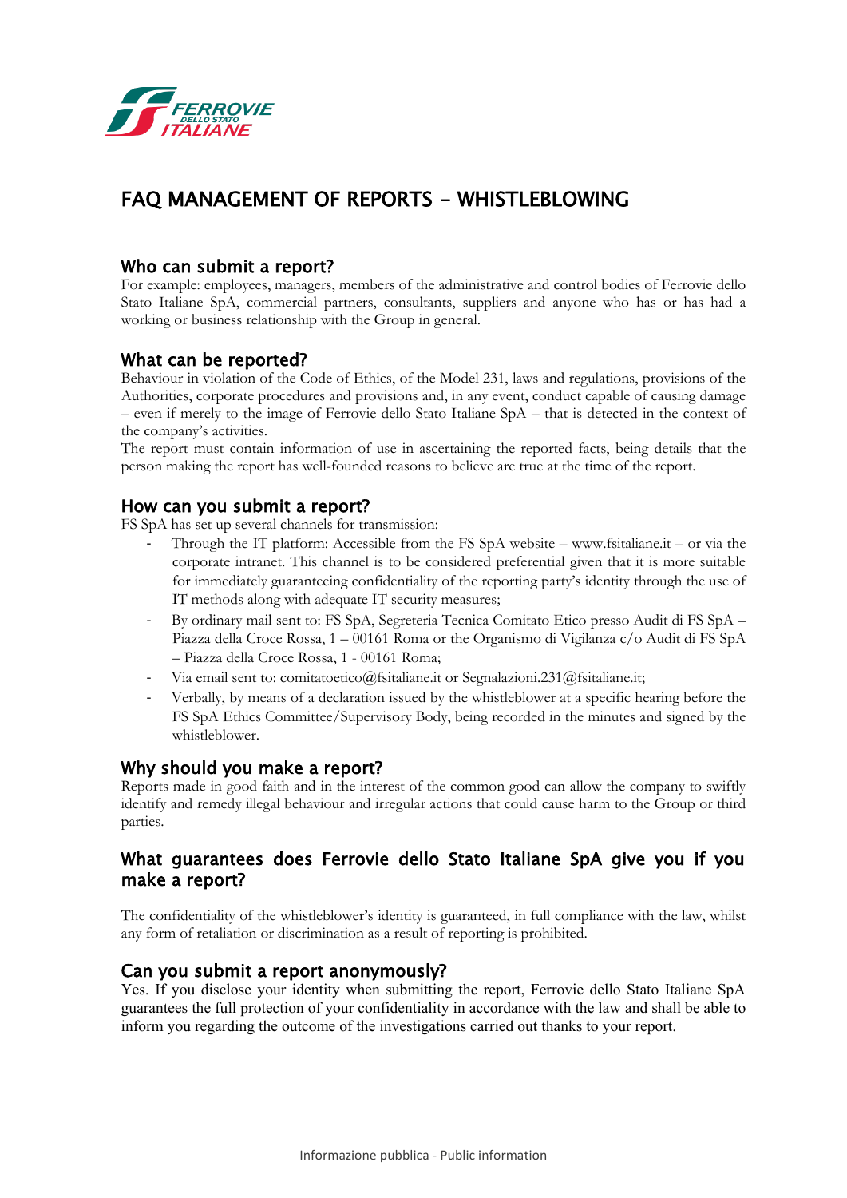# FAQ MANAGEMENT OF REPORTS – WHISTLEBLOWING

## Who can submit a report?

For example: employees, managers, members of the administrative and control bodies of Ferrovie dello Stato Italiane SpA, commercial partners, consultants, suppliers and anyone who has or has had a working or business relationship with the Group in general.

## What can be reported?

Behaviour in violation of the Code of Ethics, of the Model 231, laws and regulations, provisions of the Authorities, corporate procedures and provisions and, in any event, conduct capable of causing damage – even if merely to the image of Ferrovie dello Stato Italiane SpA – that is detected in the context of the company's activities.

The report must contain information of use in ascertaining the reported facts, being details that the person making the report has well-founded reasons to believe are true at the time of the report.

## How can you submit a report?

FS SpA has set up several channels for transmission:

- Through the IT platform: Accessible from the FS SpA website – www.fsitaliane.it – or via the corporate intranet. This channel is to be considered preferential given that it is more suitable for immediately guaranteeing confidentiality of the reporting party's identity through the use of IT methods along with adequate IT security measures;
- By ordinary mail sent to: FS SpA, Segreteria Tecnica Comitato Etico presso Audit di FS SpA – Piazza della Croce Rossa, 1 – 00161 Roma or the Organismo di Vigilanza c/o Audit di FS SpA – Piazza della Croce Rossa, 1 - 00161 Roma;
- Via email sent to: comitatoetico@fsitaliane.it or Segnalazioni.231@fsitaliane.it;
- Verbally, by means of a declaration issued by the whistleblower at a specific hearing before the FS SpA Ethics Committee/Supervisory Body, being recorded in the minutes and signed by the whistleblower.

## Why should you make a report?

Reports made in good faith and in the interest of the common good can allow the company to swiftly identify and remedy illegal behaviour and irregular actions that could cause harm to the Group or third parties.

## What guarantees does Ferrovie dello Stato Italiane SpA give you if you make a report?

The confidentiality of the whistleblower's identity is guaranteed, in full compliance with the law, whilst any form of retaliation or discrimination as a result of reporting is prohibited.

## Can you submit a report anonymously?

Yes. If you disclose your identity when submitting the report, Ferrovie dello Stato Italiane SpA guarantees the full protection of your confidentiality in accordance with the law and shall be able to inform you regarding the outcome of the investigations carried out thanks to your report.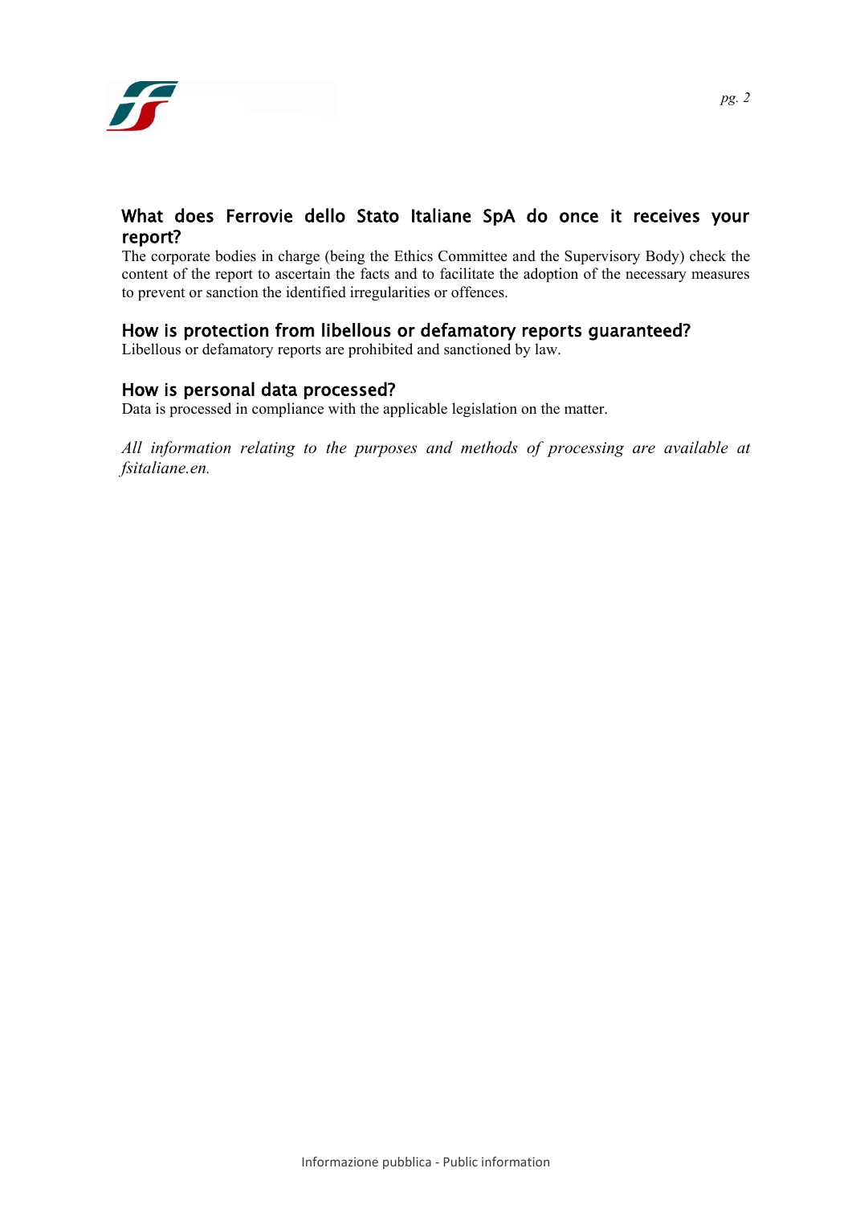## What does Ferrovie dello Stato Italiane SpA do once it receives your report?

The corporate bodies in charge (being the Ethics Committee and the Supervisory Body) check the content of the report to ascertain the facts and to facilitate the adoption of the necessary measures to prevent or sanction the identified irregularities or offences.

## How is protection from libellous or defamatory reports guaranteed?

Libellous or defamatory reports are prohibited and sanctioned by law.

## How is personal data processed?

Data is processed in compliance with the applicable legislation on the matter.

*All information relating to the purposes and methods of processing are available at fsitaliane.en.*

Informazione pubblica - Public information